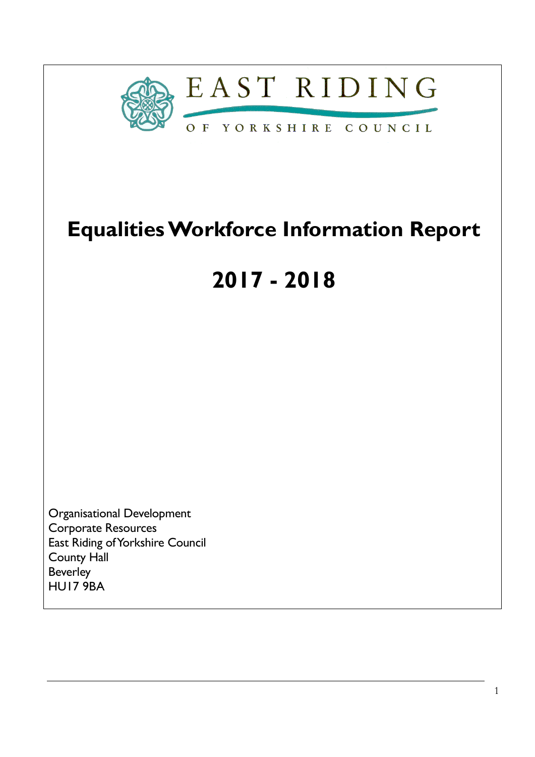EAST RIDING

OF YORKSHIRE COUNCIL

# Equalities Workforce Information Report

# 2017 - 2018

Organisational Development
Corporate Resources
East Riding of Yorkshire Council
County Hall
Beverley
HU17 9BA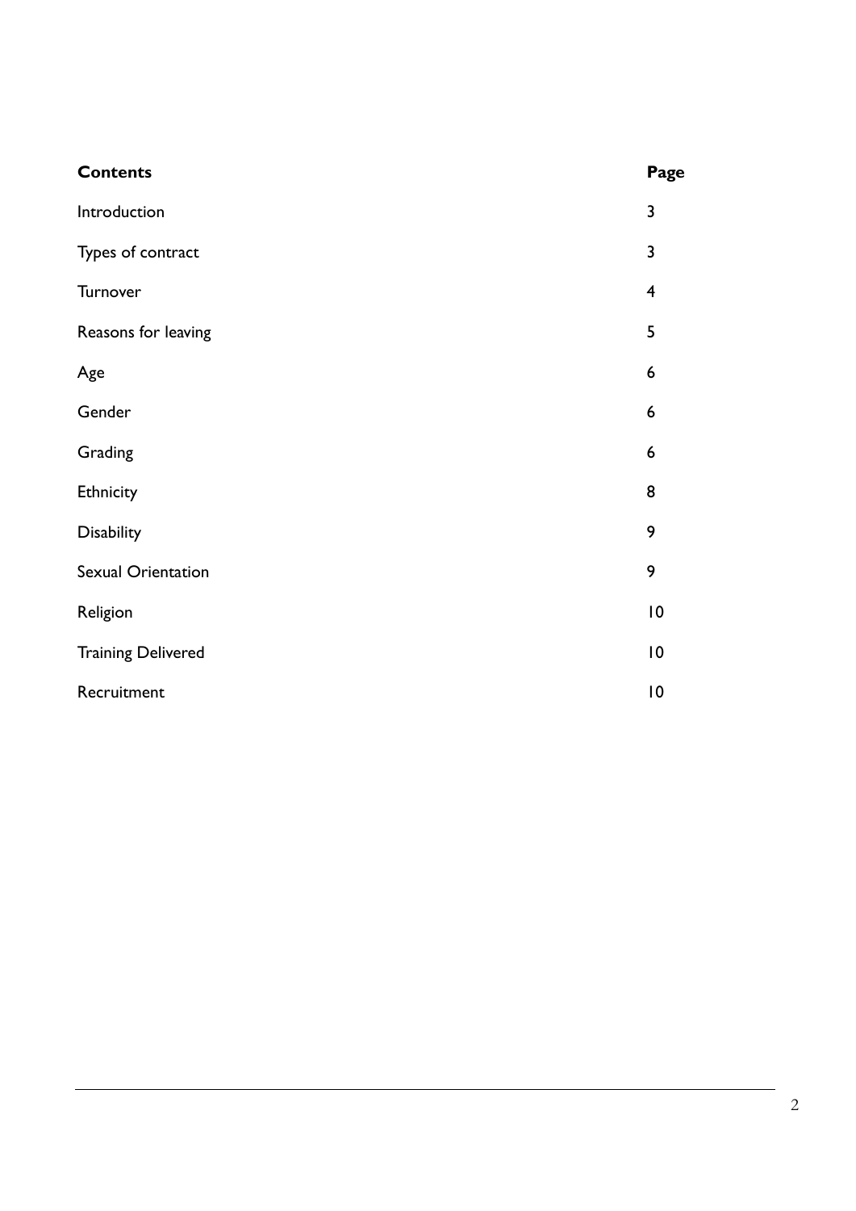| **Contents** | **Page** |
| --- | --- |
| Introduction | 3 |
| Types of contract | 3 |
| Turnover | 4 |
| Reasons for leaving | 5 |
| Age | 6 |
| Gender | 6 |
| Grading | 6 |
| Ethnicity | 8 |
| Disability | 9 |
| Sexual Orientation | 9 |
| Religion | 10 |
| Training Delivered | 10 |
| Recruitment | 10 |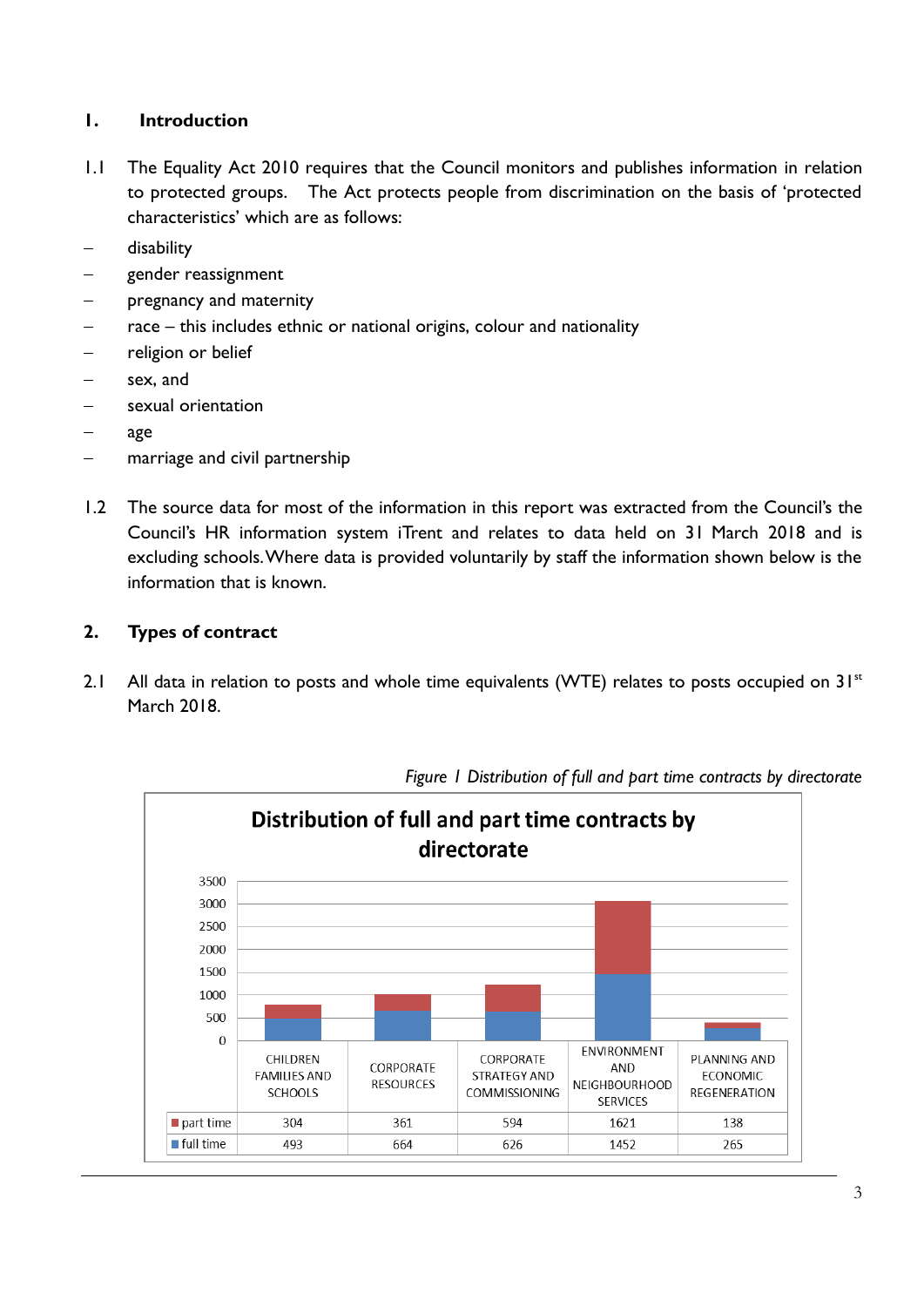## 1. Introduction

1.1 The Equality Act 2010 requires that the Council monitors and publishes information in relation to protected groups. The Act protects people from discrimination on the basis of 'protected characteristics' which are as follows:

- disability
- gender reassignment
- pregnancy and maternity
- race – this includes ethnic or national origins, colour and nationality
- religion or belief
- sex, and
- sexual orientation
- age
- marriage and civil partnership

1.2 The source data for most of the information in this report was extracted from the Council's the Council's HR information system iTrent and relates to data held on 31 March 2018 and is excluding schools. Where data is provided voluntarily by staff the information shown below is the information that is known.

## 2. Types of contract

2.1 All data in relation to posts and whole time equivalents (WTE) relates to posts occupied on 31st March 2018.

*Figure 1 Distribution of full and part time contracts by directorate*

**Distribution of full and part time contracts by directorate**

| | CHILDREN FAMILIES AND SCHOOLS | CORPORATE RESOURCES | CORPORATE STRATEGY AND COMMISSIONING | ENVIRONMENT AND NEIGHBOURHOOD SERVICES | PLANNING AND ECONOMIC REGENERATION |
|---|---|---|---|---|---|
| part time | 304 | 361 | 594 | 1621 | 138 |
| full time | 493 | 664 | 626 | 1452 | 265 |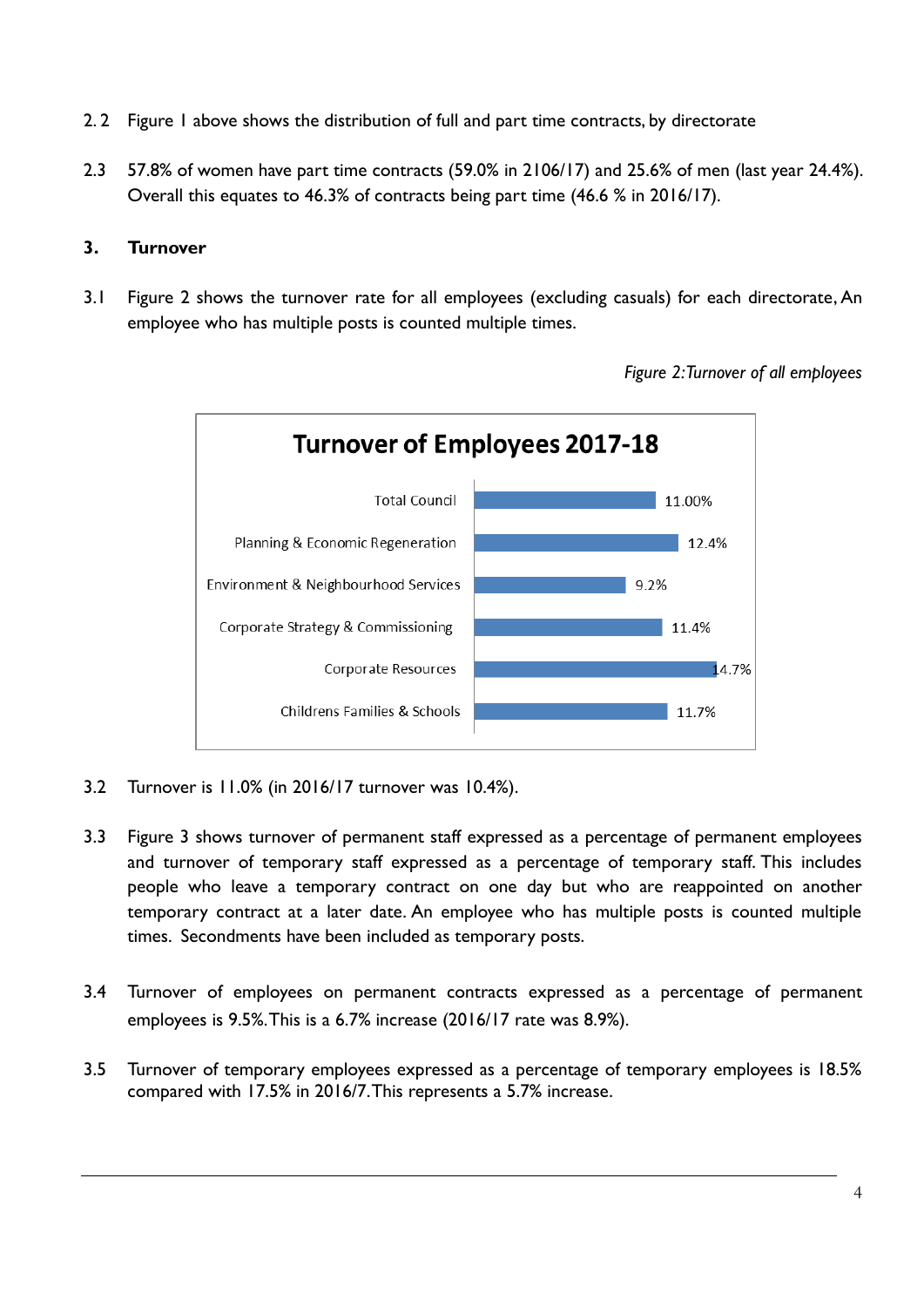2.2 Figure 1 above shows the distribution of full and part time contracts, by directorate

2.3 57.8% of women have part time contracts (59.0% in 2106/17) and 25.6% of men (last year 24.4%). Overall this equates to 46.3% of contracts being part time (46.6 % in 2016/17).

## 3. Turnover

3.1 Figure 2 shows the turnover rate for all employees (excluding casuals) for each directorate, An employee who has multiple posts is counted multiple times.

*Figure 2: Turnover of all employees*

**Turnover of Employees 2017-18**

| Directorate | Turnover |
|---|---|
| Total Council | 11.00% |
| Planning & Economic Regeneration | 12.4% |
| Environment & Neighbourhood Services | 9.2% |
| Corporate Strategy & Commissioning | 11.4% |
| Corporate Resources | 14.7% |
| Childrens Families & Schools | 11.7% |

3.2 Turnover is 11.0% (in 2016/17 turnover was 10.4%).

3.3 Figure 3 shows turnover of permanent staff expressed as a percentage of permanent employees and turnover of temporary staff expressed as a percentage of temporary staff. This includes people who leave a temporary contract on one day but who are reappointed on another temporary contract at a later date. An employee who has multiple posts is counted multiple times. Secondments have been included as temporary posts.

3.4 Turnover of employees on permanent contracts expressed as a percentage of permanent employees is 9.5%. This is a 6.7% increase (2016/17 rate was 8.9%).

3.5 Turnover of temporary employees expressed as a percentage of temporary employees is 18.5% compared with 17.5% in 2016/7. This represents a 5.7% increase.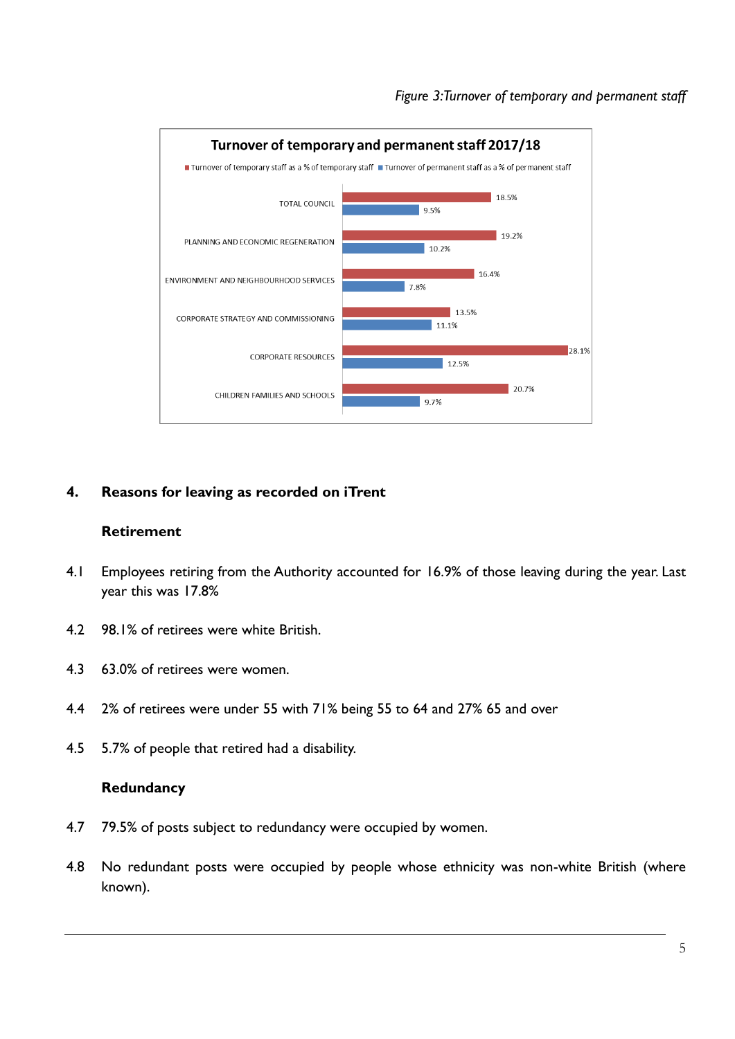*Figure 3:Turnover of temporary and permanent staff*

**Turnover of temporary and permanent staff 2017/18**

| | Turnover of temporary staff as a % of temporary staff | Turnover of permanent staff as a % of permanent staff |
|---|---|---|
| TOTAL COUNCIL | 18.5% | 9.5% |
| PLANNING AND ECONOMIC REGENERATION | 19.2% | 10.2% |
| ENVIRONMENT AND NEIGHBOURHOOD SERVICES | 16.4% | 7.8% |
| CORPORATE STRATEGY AND COMMISSIONING | 13.5% | 11.1% |
| CORPORATE RESOURCES | 28.1% | 12.5% |
| CHILDREN FAMILIES AND SCHOOLS | 20.7% | 9.7% |

## 4. Reasons for leaving as recorded on iTrent

### Retirement

4.1 Employees retiring from the Authority accounted for 16.9% of those leaving during the year. Last year this was 17.8%

4.2 98.1% of retirees were white British.

4.3 63.0% of retirees were women.

4.4 2% of retirees were under 55 with 71% being 55 to 64 and 27% 65 and over

4.5 5.7% of people that retired had a disability.

### Redundancy

4.7 79.5% of posts subject to redundancy were occupied by women.

4.8 No redundant posts were occupied by people whose ethnicity was non-white British (where known).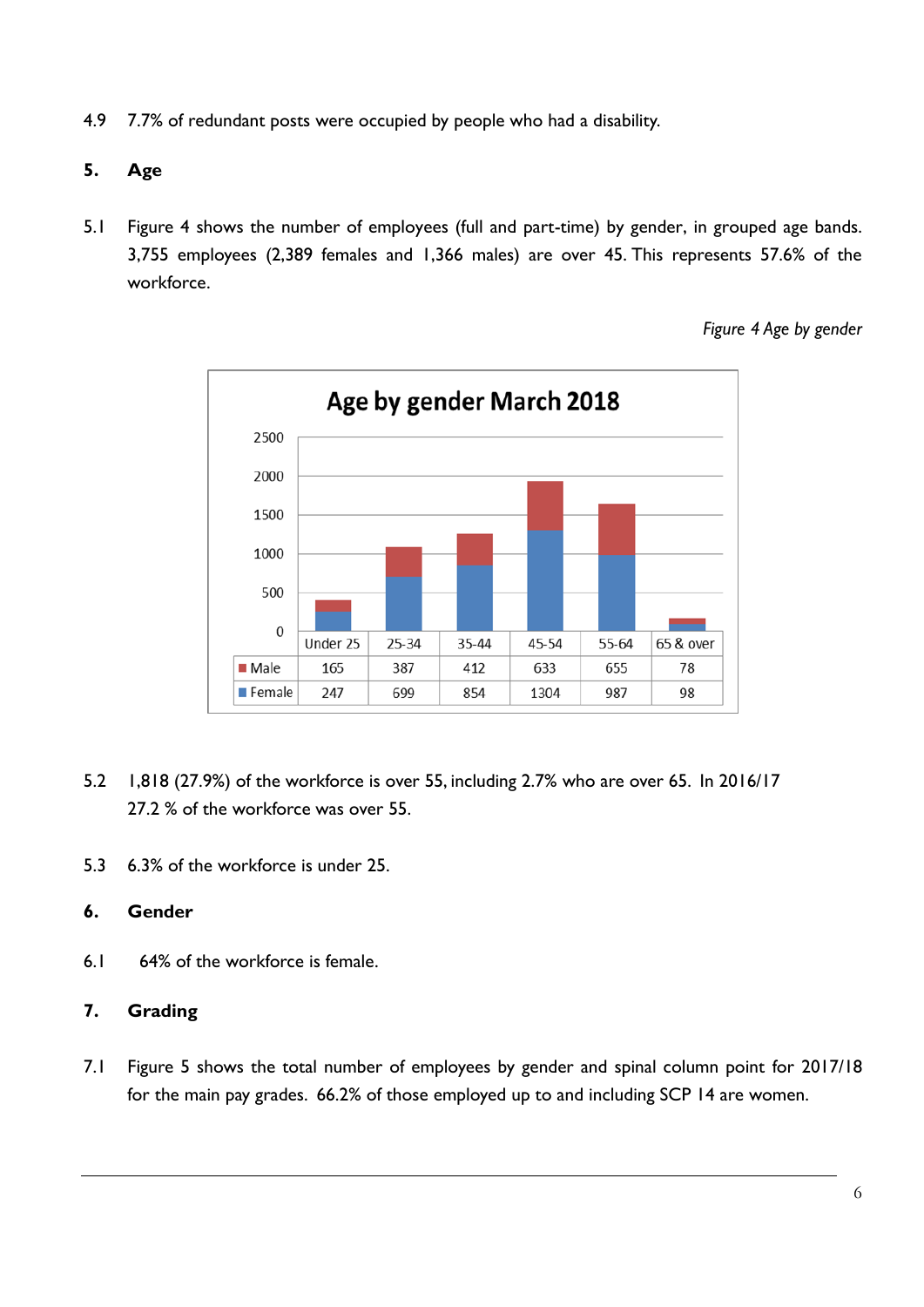4.9 7.7% of redundant posts were occupied by people who had a disability.

## 5. Age

5.1 Figure 4 shows the number of employees (full and part-time) by gender, in grouped age bands. 3,755 employees (2,389 females and 1,366 males) are over 45. This represents 57.6% of the workforce.

*Figure 4 Age by gender*

**Age by gender March 2018**

| | Under 25 | 25-34 | 35-44 | 45-54 | 55-64 | 65 & over |
|---|---|---|---|---|---|---|
| Male | 165 | 387 | 412 | 633 | 655 | 78 |
| Female | 247 | 699 | 854 | 1304 | 987 | 98 |

5.2 1,818 (27.9%) of the workforce is over 55, including 2.7% who are over 65. In 2016/17 27.2 % of the workforce was over 55.

5.3 6.3% of the workforce is under 25.

## 6. Gender

6.1 64% of the workforce is female.

## 7. Grading

7.1 Figure 5 shows the total number of employees by gender and spinal column point for 2017/18 for the main pay grades. 66.2% of those employed up to and including SCP 14 are women.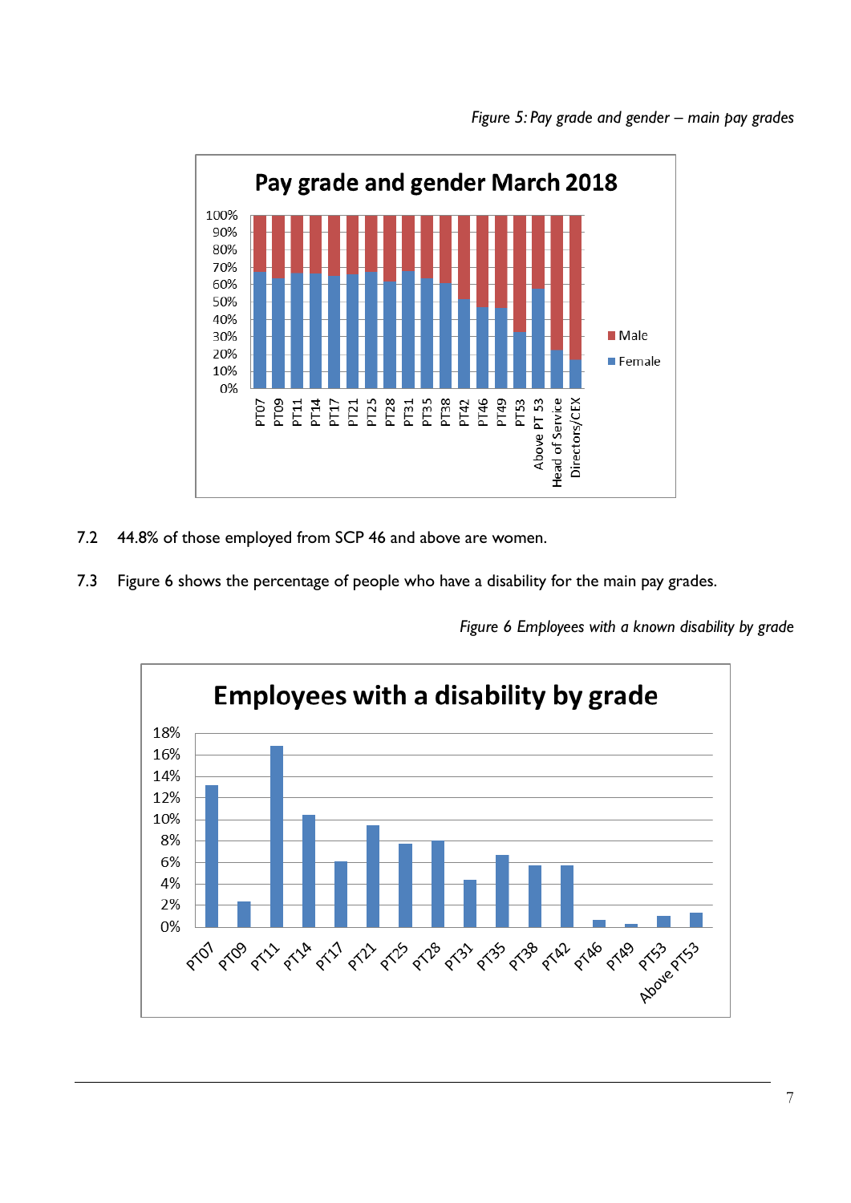*Figure 5: Pay grade and gender – main pay grades*

7.2 44.8% of those employed from SCP 46 and above are women.

7.3 Figure 6 shows the percentage of people who have a disability for the main pay grades.

*Figure 6 Employees with a known disability by grade*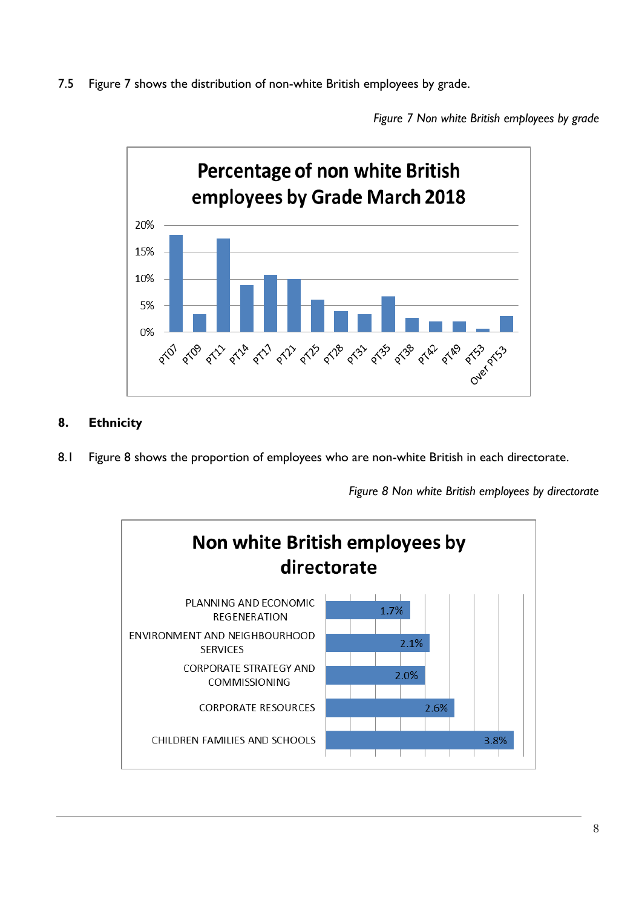7.5 Figure 7 shows the distribution of non-white British employees by grade.

*Figure 7 Non white British employees by grade*

## 8. Ethnicity

8.1 Figure 8 shows the proportion of employees who are non-white British in each directorate.

*Figure 8 Non white British employees by directorate*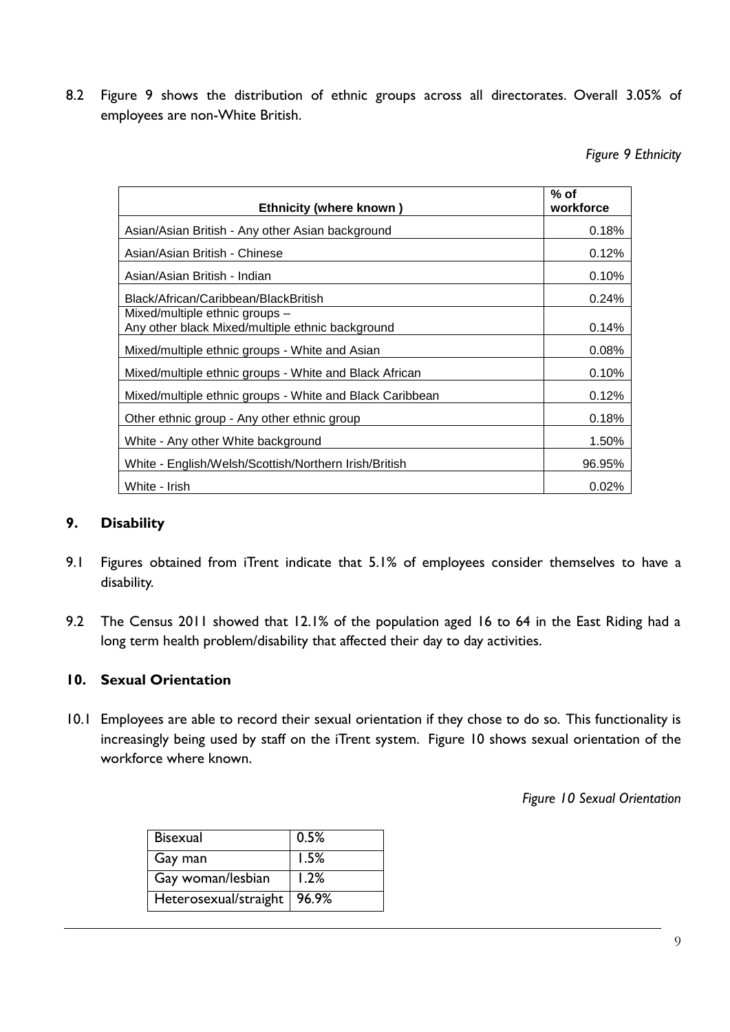8.2 Figure 9 shows the distribution of ethnic groups across all directorates. Overall 3.05% of employees are non-White British.

*Figure 9 Ethnicity*

| Ethnicity (where known ) | % of workforce |
|---|---|
| Asian/Asian British - Any other Asian background | 0.18% |
| Asian/Asian British - Chinese | 0.12% |
| Asian/Asian British - Indian | 0.10% |
| Black/African/Caribbean/BlackBritish | 0.24% |
| Mixed/multiple ethnic groups – Any other black Mixed/multiple ethnic background | 0.14% |
| Mixed/multiple ethnic groups - White and Asian | 0.08% |
| Mixed/multiple ethnic groups - White and Black African | 0.10% |
| Mixed/multiple ethnic groups - White and Black Caribbean | 0.12% |
| Other ethnic group - Any other ethnic group | 0.18% |
| White - Any other White background | 1.50% |
| White - English/Welsh/Scottish/Northern Irish/British | 96.95% |
| White - Irish | 0.02% |

## 9. Disability

9.1 Figures obtained from iTrent indicate that 5.1% of employees consider themselves to have a disability.

9.2 The Census 2011 showed that 12.1% of the population aged 16 to 64 in the East Riding had a long term health problem/disability that affected their day to day activities.

## 10. Sexual Orientation

10.1 Employees are able to record their sexual orientation if they chose to do so. This functionality is increasingly being used by staff on the iTrent system. Figure 10 shows sexual orientation of the workforce where known.

*Figure 10 Sexual Orientation*

| | |
|---|---|
| Bisexual | 0.5% |
| Gay man | 1.5% |
| Gay woman/lesbian | 1.2% |
| Heterosexual/straight | 96.9% |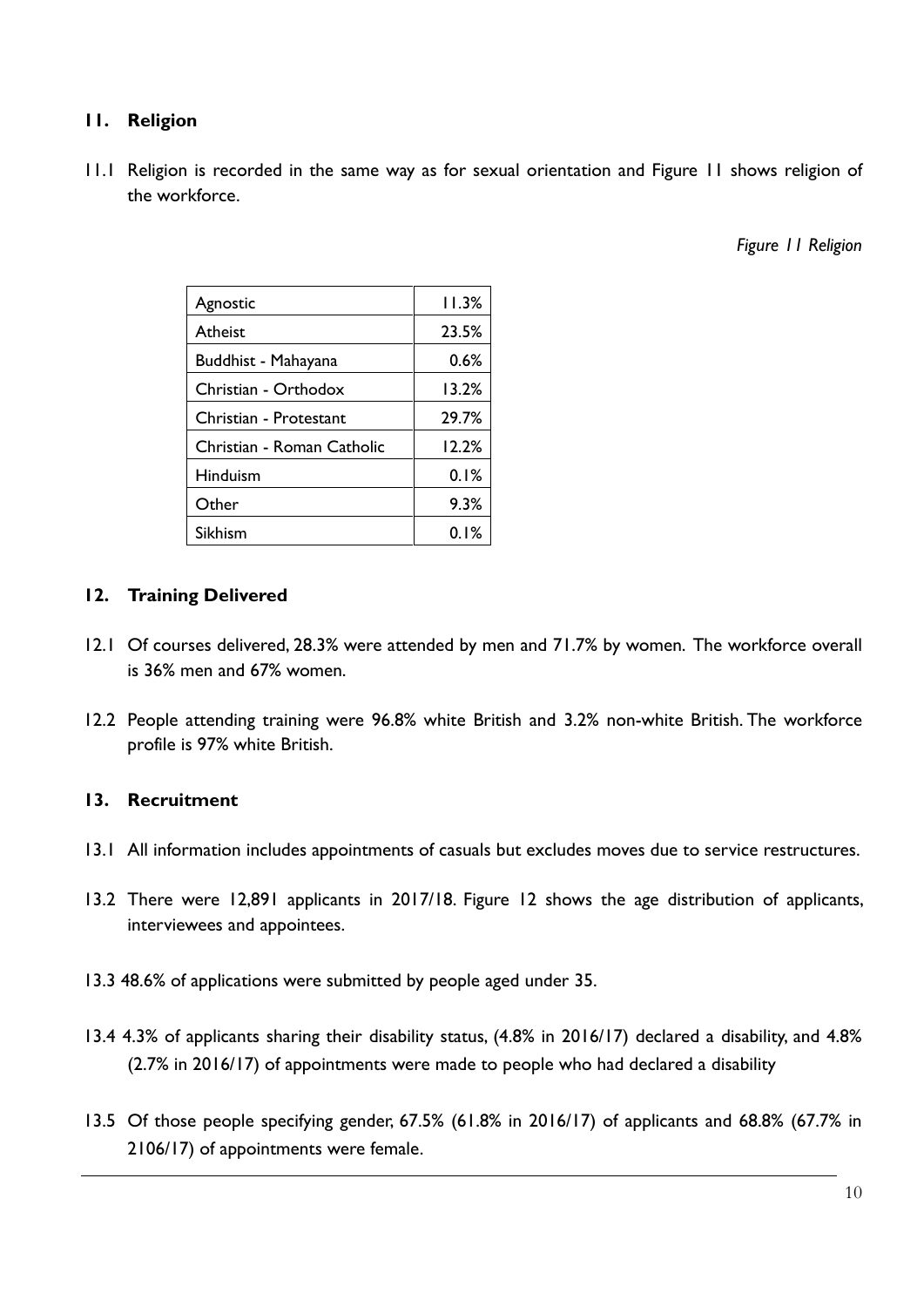## 11. Religion

11.1 Religion is recorded in the same way as for sexual orientation and Figure 11 shows religion of the workforce.

*Figure 11 Religion*

| | |
|---|---|
| Agnostic | 11.3% |
| Atheist | 23.5% |
| Buddhist - Mahayana | 0.6% |
| Christian - Orthodox | 13.2% |
| Christian - Protestant | 29.7% |
| Christian - Roman Catholic | 12.2% |
| Hinduism | 0.1% |
| Other | 9.3% |
| Sikhism | 0.1% |

## 12. Training Delivered

12.1 Of courses delivered, 28.3% were attended by men and 71.7% by women. The workforce overall is 36% men and 67% women.

12.2 People attending training were 96.8% white British and 3.2% non-white British. The workforce profile is 97% white British.

## 13. Recruitment

13.1 All information includes appointments of casuals but excludes moves due to service restructures.

13.2 There were 12,891 applicants in 2017/18. Figure 12 shows the age distribution of applicants, interviewees and appointees.

13.3 48.6% of applications were submitted by people aged under 35.

13.4 4.3% of applicants sharing their disability status, (4.8% in 2016/17) declared a disability, and 4.8% (2.7% in 2016/17) of appointments were made to people who had declared a disability

13.5 Of those people specifying gender, 67.5% (61.8% in 2016/17) of applicants and 68.8% (67.7% in 2106/17) of appointments were female.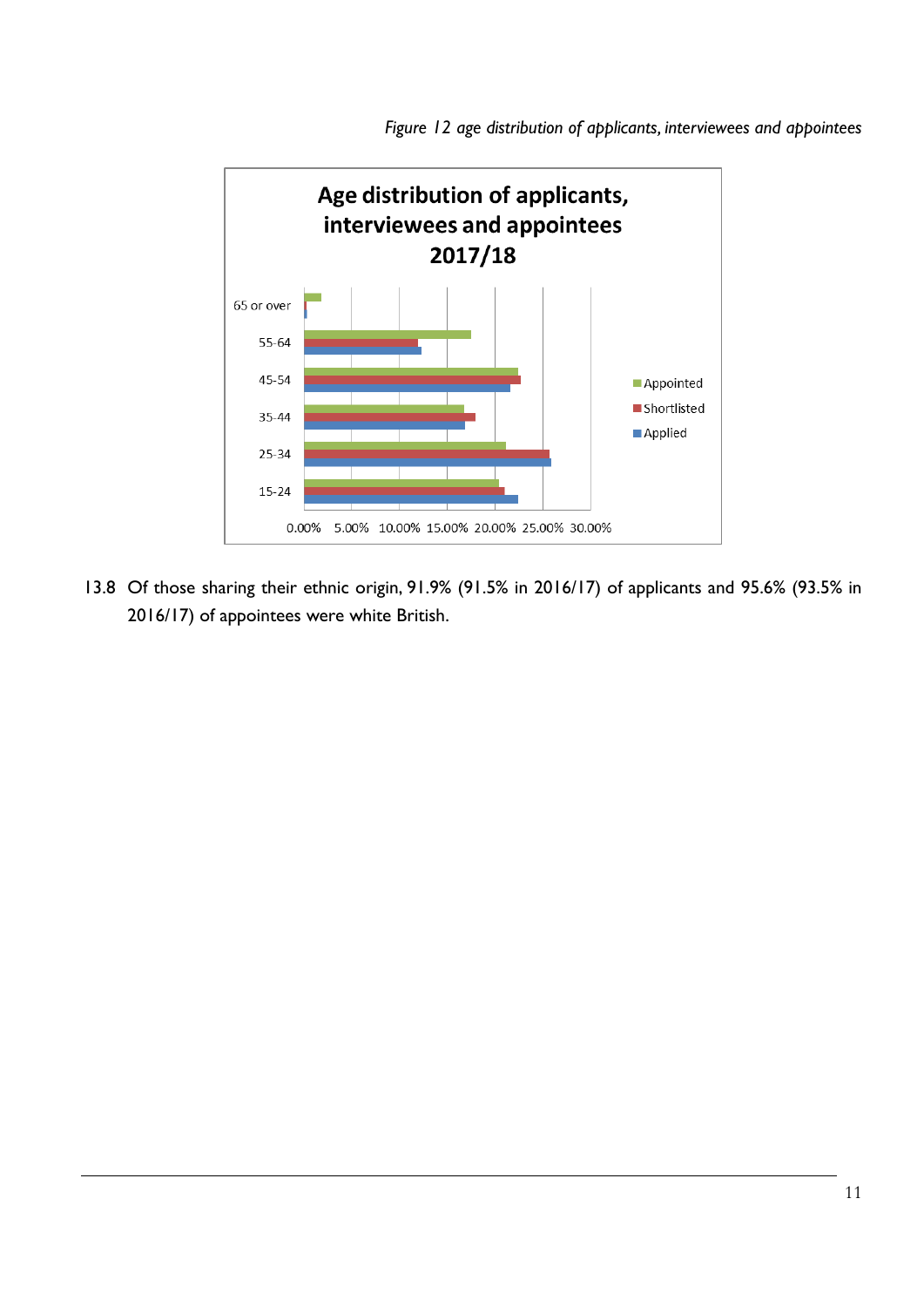*Figure 12 age distribution of applicants, interviewees and appointees*

Age distribution of applicants, interviewees and appointees 2017/18

65 or over
55-64
45-54
35-44
25-34
15-24

0.00% 5.00% 10.00% 15.00% 20.00% 25.00% 30.00%

Appointed
Shortlisted
Applied

13.8 Of those sharing their ethnic origin, 91.9% (91.5% in 2016/17) of applicants and 95.6% (93.5% in 2016/17) of appointees were white British.